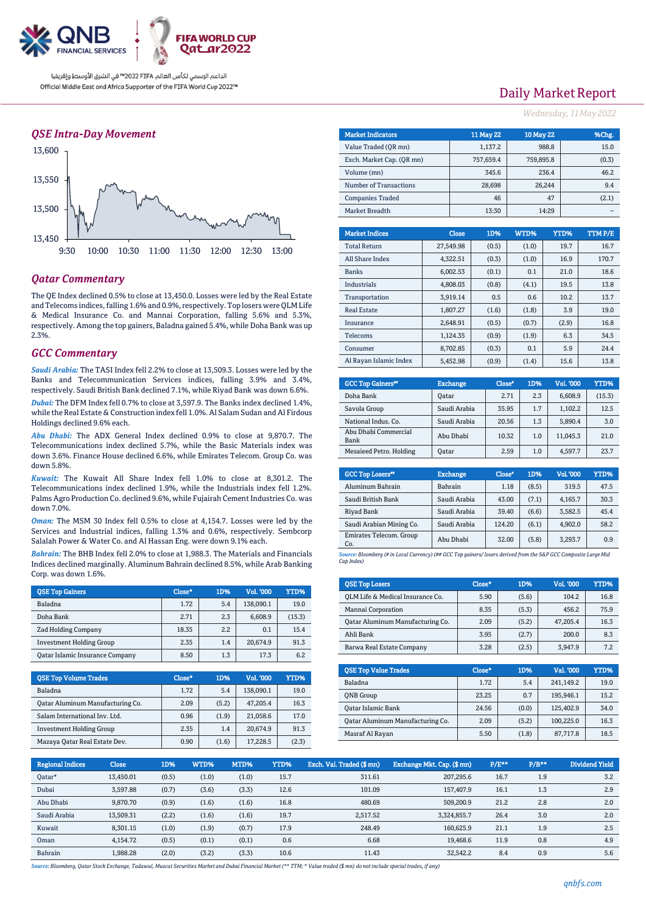QNB FINANCIAL SERVICES | FIFA WORLD CUP Qatar2022

الداعم الرسمي لكأس العالم FIFA 2022™ في الشرق الأوسط وإفريقيا

Official Middle East and Africa Supporter of the FIFA World Cup 2022™

# Daily Market Report

*Wednesday, 11 May 2022*

## QSE Intra-Day Movement

## Qatar Commentary

The QE Index declined 0.5% to close at 13,450.0. Losses were led by the Real Estate and Telecoms indices, falling 1.6% and 0.9%, respectively. Top losers were QLM Life & Medical Insurance Co. and Mannai Corporation, falling 5.6% and 5.3%, respectively. Among the top gainers, Baladna gained 5.4%, while Doha Bank was up 2.3%.

## GCC Commentary

***Saudi Arabia:*** The TASI Index fell 2.2% to close at 13,509.3. Losses were led by the Banks and Telecommunication Services indices, falling 3.9% and 3.4%, respectively. Saudi British Bank declined 7.1%, while Riyad Bank was down 6.6%.

***Dubai:*** The DFM Index fell 0.7% to close at 3,597.9. The Banks index declined 1.4%, while the Real Estate & Construction index fell 1.0%. Al Salam Sudan and Al Firdous Holdings declined 9.6% each.

***Abu Dhabi:*** The ADX General Index declined 0.9% to close at 9,870.7. The Telecommunications index declined 5.7%, while the Basic Materials index was down 3.6%. Finance House declined 6.6%, while Emirates Telecom. Group Co. was down 5.8%.

***Kuwait:*** The Kuwait All Share Index fell 1.0% to close at 8,301.2. The Telecommunications index declined 1.9%, while the Industrials index fell 1.2%. Palms Agro Production Co. declined 9.6%, while Fujairah Cement Industries Co. was down 7.0%.

***Oman:*** The MSM 30 Index fell 0.5% to close at 4,154.7. Losses were led by the Services and Industrial indices, falling 1.3% and 0.6%, respectively. Sembcorp Salalah Power & Water Co. and Al Hassan Eng. were down 9.1% each.

***Bahrain:*** The BHB Index fell 2.0% to close at 1,988.3. The Materials and Financials Indices declined marginally. Aluminum Bahrain declined 8.5%, while Arab Banking Corp. was down 1.6%.

| QSE Top Gainers | Close* | 1D% | Vol. '000 | YTD% |
|---|---|---|---|---|
| Baladna | 1.72 | 5.4 | 138,090.1 | 19.0 |
| Doha Bank | 2.71 | 2.3 | 6,608.9 | (15.3) |
| Zad Holding Company | 18.35 | 2.2 | 0.1 | 15.4 |
| Investment Holding Group | 2.35 | 1.4 | 20,674.9 | 91.3 |
| Qatar Islamic Insurance Company | 8.50 | 1.3 | 17.3 | 6.2 |

| QSE Top Volume Trades | Close* | 1D% | Vol. '000 | YTD% |
|---|---|---|---|---|
| Baladna | 1.72 | 5.4 | 138,090.1 | 19.0 |
| Qatar Aluminum Manufacturing Co. | 2.09 | (5.2) | 47,205.4 | 16.3 |
| Salam International Inv. Ltd. | 0.96 | (1.9) | 21,058.6 | 17.0 |
| Investment Holding Group | 2.35 | 1.4 | 20,674.9 | 91.3 |
| Mazaya Qatar Real Estate Dev. | 0.90 | (1.6) | 17,228.5 | (2.3) |

| Market Indicators | 11 May 22 | 10 May 22 | %Chg. |
|---|---|---|---|
| Value Traded (QR mn) | 1,137.2 | 988.8 | 15.0 |
| Exch. Market Cap. (QR mn) | 757,659.4 | 759,895.8 | (0.3) |
| Volume (mn) | 345.6 | 236.4 | 46.2 |
| Number of Transactions | 28,698 | 26,244 | 9.4 |
| Companies Traded | 46 | 47 | (2.1) |
| Market Breadth | 13:30 | 14:29 | – |

| Market Indices | Close | 1D% | WTD% | YTD% | TTM P/E |
|---|---|---|---|---|---|
| Total Return | 27,549.98 | (0.5) | (1.0) | 19.7 | 16.7 |
| All Share Index | 4,322.51 | (0.3) | (1.0) | 16.9 | 170.7 |
| Banks | 6,002.53 | (0.1) | 0.1 | 21.0 | 18.6 |
| Industrials | 4,808.03 | (0.8) | (4.1) | 19.5 | 13.8 |
| Transportation | 3,919.14 | 0.5 | 0.6 | 10.2 | 13.7 |
| Real Estate | 1,807.27 | (1.6) | (1.8) | 3.9 | 19.0 |
| Insurance | 2,648.91 | (0.5) | (0.7) | (2.9) | 16.8 |
| Telecoms | 1,124.35 | (0.9) | (1.9) | 6.3 | 34.5 |
| Consumer | 8,702.85 | (0.3) | 0.1 | 5.9 | 24.4 |
| Al Rayan Islamic Index | 5,452.98 | (0.9) | (1.4) | 15.6 | 13.8 |

| GCC Top Gainers## | Exchange | Close# | 1D% | Vol. '000 | YTD% |
|---|---|---|---|---|---|
| Doha Bank | Qatar | 2.71 | 2.3 | 6,608.9 | (15.3) |
| Savola Group | Saudi Arabia | 35.95 | 1.7 | 1,102.2 | 12.5 |
| National Indus. Co. | Saudi Arabia | 20.56 | 1.3 | 5,890.4 | 3.0 |
| Abu Dhabi Commercial Bank | Abu Dhabi | 10.32 | 1.0 | 11,045.3 | 21.0 |
| Mesaieed Petro. Holding | Qatar | 2.59 | 1.0 | 4,597.7 | 23.7 |

| GCC Top Losers## | Exchange | Close# | 1D% | Vol. '000 | YTD% |
|---|---|---|---|---|---|
| Aluminum Bahrain | Bahrain | 1.18 | (8.5) | 519.5 | 47.5 |
| Saudi British Bank | Saudi Arabia | 43.00 | (7.1) | 4,165.7 | 30.3 |
| Riyad Bank | Saudi Arabia | 39.40 | (6.6) | 3,582.5 | 45.4 |
| Saudi Arabian Mining Co. | Saudi Arabia | 124.20 | (6.1) | 4,902.0 | 58.2 |
| Emirates Telecom. Group Co. | Abu Dhabi | 32.00 | (5.8) | 3,293.7 | 0.9 |

*Source: Bloomberg (# in Local Currency) (## GCC Top gainers/ losers derived from the S&P GCC Composite Large Mid Cap Index)*

| QSE Top Losers | Close* | 1D% | Vol. '000 | YTD% |
|---|---|---|---|---|
| QLM Life & Medical Insurance Co. | 5.90 | (5.6) | 104.2 | 16.8 |
| Mannai Corporation | 8.35 | (5.3) | 456.2 | 75.9 |
| Qatar Aluminum Manufacturing Co. | 2.09 | (5.2) | 47,205.4 | 16.3 |
| Ahli Bank | 3.95 | (2.7) | 200.0 | 8.3 |
| Barwa Real Estate Company | 3.28 | (2.5) | 3,947.9 | 7.2 |

| QSE Top Value Trades | Close* | 1D% | Val. '000 | YTD% |
|---|---|---|---|---|
| Baladna | 1.72 | 5.4 | 241,149.2 | 19.0 |
| QNB Group | 23.25 | 0.7 | 195,946.1 | 15.2 |
| Qatar Islamic Bank | 24.56 | (0.0) | 125,402.9 | 34.0 |
| Qatar Aluminum Manufacturing Co. | 2.09 | (5.2) | 100,225.0 | 16.3 |
| Masraf Al Rayan | 5.50 | (1.8) | 87,717.8 | 18.5 |

| Regional Indices | Close | 1D% | WTD% | MTD% | YTD% | Exch. Val. Traded ($ mn) | Exchange Mkt. Cap. ($ mn) | P/E** | P/B** | Dividend Yield |
|---|---|---|---|---|---|---|---|---|---|---|
| Qatar* | 13,450.01 | (0.5) | (1.0) | (1.0) | 15.7 | 311.61 | 207,295.6 | 16.7 | 1.9 | 3.2 |
| Dubai | 3,597.88 | (0.7) | (3.6) | (3.3) | 12.6 | 101.09 | 157,407.9 | 16.1 | 1.3 | 2.9 |
| Abu Dhabi | 9,870.70 | (0.9) | (1.6) | (1.6) | 16.8 | 480.69 | 509,200.9 | 21.2 | 2.8 | 2.0 |
| Saudi Arabia | 13,509.31 | (2.2) | (1.6) | (1.6) | 19.7 | 2,517.52 | 3,324,855.7 | 26.4 | 3.0 | 2.0 |
| Kuwait | 8,301.15 | (1.0) | (1.9) | (0.7) | 17.9 | 248.49 | 160,625.9 | 21.1 | 1.9 | 2.5 |
| Oman | 4,154.72 | (0.5) | (0.1) | (0.1) | 0.6 | 6.68 | 19,468.6 | 11.9 | 0.8 | 4.9 |
| Bahrain | 1,988.28 | (2.0) | (3.2) | (3.3) | 10.6 | 11.43 | 32,542.2 | 8.4 | 0.9 | 5.6 |

*Source: Bloomberg, Qatar Stock Exchange, Tadawul, Muscat Securities Market and Dubai Financial Market (** TTM; * Value traded ($ mn) do not include special trades, if any)*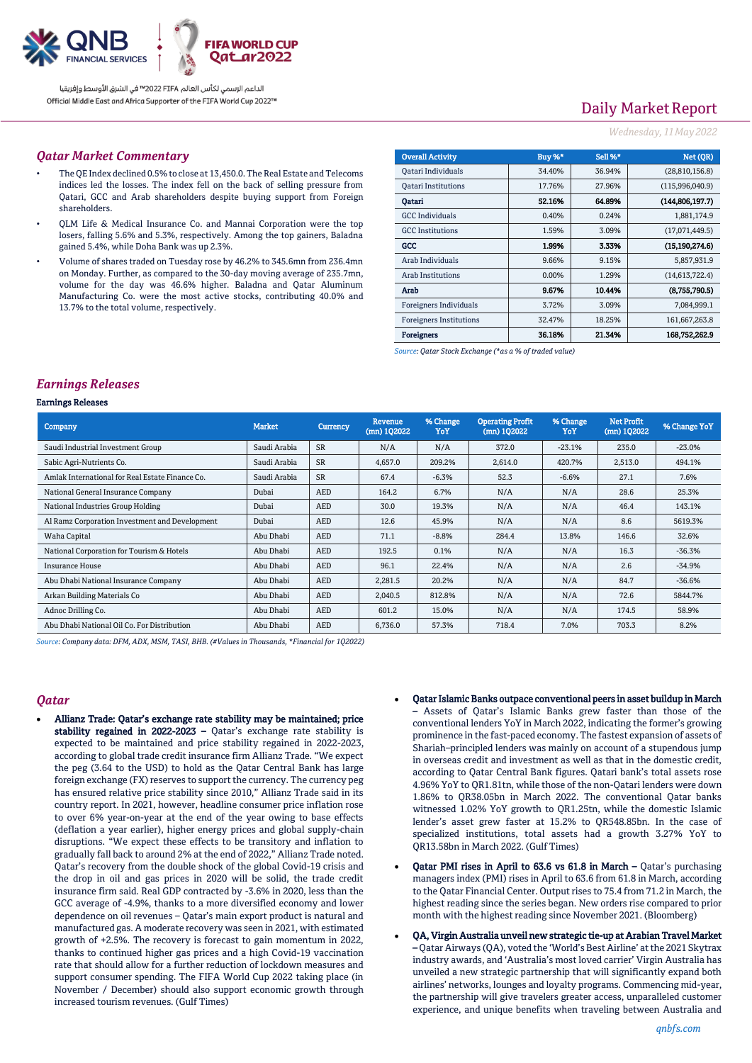## Qatar Market Commentary

- The QE Index declined 0.5% to close at 13,450.0. The Real Estate and Telecoms indices led the losses. The index fell on the back of selling pressure from Qatari, GCC and Arab shareholders despite buying support from Foreign shareholders.
- QLM Life & Medical Insurance Co. and Mannai Corporation were the top losers, falling 5.6% and 5.3%, respectively. Among the top gainers, Baladna gained 5.4%, while Doha Bank was up 2.3%.
- Volume of shares traded on Tuesday rose by 46.2% to 345.6mn from 236.4mn on Monday. Further, as compared to the 30-day moving average of 235.7mn, volume for the day was 46.6% higher. Baladna and Qatar Aluminum Manufacturing Co. were the most active stocks, contributing 40.0% and 13.7% to the total volume, respectively.

| Overall Activity | Buy %* | Sell %* | Net (QR) |
|---|---|---|---|
| Qatari Individuals | 34.40% | 36.94% | (28,810,156.8) |
| Qatari Institutions | 17.76% | 27.96% | (115,996,040.9) |
| **Qatari** | **52.16%** | **64.89%** | **(144,806,197.7)** |
| GCC Individuals | 0.40% | 0.24% | 1,881,174.9 |
| GCC Institutions | 1.59% | 3.09% | (17,071,449.5) |
| **GCC** | **1.99%** | **3.33%** | **(15,190,274.6)** |
| Arab Individuals | 9.66% | 9.15% | 5,857,931.9 |
| Arab Institutions | 0.00% | 1.29% | (14,613,722.4) |
| **Arab** | **9.67%** | **10.44%** | **(8,755,790.5)** |
| Foreigners Individuals | 3.72% | 3.09% | 7,084,999.1 |
| Foreigners Institutions | 32.47% | 18.25% | 161,667,263.8 |
| **Foreigners** | **36.18%** | **21.34%** | **168,752,262.9** |

*Source: Qatar Stock Exchange (*as a % of traded value)*

## Earnings Releases

**Earnings Releases**

| Company | Market | Currency | Revenue (mn) 1Q2022 | % Change YoY | Operating Profit (mn) 1Q2022 | % Change YoY | Net Profit (mn) 1Q2022 | % Change YoY |
|---|---|---|---|---|---|---|---|---|
| Saudi Industrial Investment Group | Saudi Arabia | SR | N/A | N/A | 372.0 | -23.1% | 235.0 | -23.0% |
| Sabic Agri-Nutrients Co. | Saudi Arabia | SR | 4,657.0 | 209.2% | 2,614.0 | 420.7% | 2,513.0 | 494.1% |
| Amlak International for Real Estate Finance Co. | Saudi Arabia | SR | 67.4 | -6.3% | 52.3 | -6.6% | 27.1 | 7.6% |
| National General Insurance Company | Dubai | AED | 164.2 | 6.7% | N/A | N/A | 28.6 | 25.3% |
| National Industries Group Holding | Dubai | AED | 30.0 | 19.3% | N/A | N/A | 46.4 | 143.1% |
| Al Ramz Corporation Investment and Development | Dubai | AED | 12.6 | 45.9% | N/A | N/A | 8.6 | 5619.3% |
| Waha Capital | Abu Dhabi | AED | 71.1 | -8.8% | 284.4 | 13.8% | 146.6 | 32.6% |
| National Corporation for Tourism & Hotels | Abu Dhabi | AED | 192.5 | 0.1% | N/A | N/A | 16.3 | -36.3% |
| Insurance House | Abu Dhabi | AED | 96.1 | 22.4% | N/A | N/A | 2.6 | -34.9% |
| Abu Dhabi National Insurance Company | Abu Dhabi | AED | 2,281.5 | 20.2% | N/A | N/A | 84.7 | -36.6% |
| Arkan Building Materials Co | Abu Dhabi | AED | 2,040.5 | 812.8% | N/A | N/A | 72.6 | 5844.7% |
| Adnoc Drilling Co. | Abu Dhabi | AED | 601.2 | 15.0% | N/A | N/A | 174.5 | 58.9% |
| Abu Dhabi National Oil Co. For Distribution | Abu Dhabi | AED | 6,736.0 | 57.3% | 718.4 | 7.0% | 703.3 | 8.2% |

*Source: Company data: DFM, ADX, MSM, TASI, BHB. (#Values in Thousands, *Financial for 1Q2022)*

## Qatar

- **Allianz Trade: Qatar's exchange rate stability may be maintained; price stability regained in 2022-2023 –** Qatar's exchange rate stability is expected to be maintained and price stability regained in 2022-2023, according to global trade credit insurance firm Allianz Trade. "We expect the peg (3.64 to the USD) to hold as the Qatar Central Bank has large foreign exchange (FX) reserves to support the currency. The currency peg has ensured relative price stability since 2010," Allianz Trade said in its country report. In 2021, however, headline consumer price inflation rose to over 6% year-on-year at the end of the year owing to base effects (deflation a year earlier), higher energy prices and global supply-chain disruptions. "We expect these effects to be transitory and inflation to gradually fall back to around 2% at the end of 2022," Allianz Trade noted. Qatar's recovery from the double shock of the global Covid-19 crisis and the drop in oil and gas prices in 2020 will be solid, the trade credit insurance firm said. Real GDP contracted by -3.6% in 2020, less than the GCC average of -4.9%, thanks to a more diversified economy and lower dependence on oil revenues – Qatar's main export product is natural and manufactured gas. A moderate recovery was seen in 2021, with estimated growth of +2.5%. The recovery is forecast to gain momentum in 2022, thanks to continued higher gas prices and a high Covid-19 vaccination rate that should allow for a further reduction of lockdown measures and support consumer spending. The FIFA World Cup 2022 taking place (in November / December) should also support economic growth through increased tourism revenues. (Gulf Times)
- **Qatar Islamic Banks outpace conventional peers in asset buildup in March –** Assets of Qatar's Islamic Banks grew faster than those of the conventional lenders YoY in March 2022, indicating the former's growing prominence in the fast-paced economy. The fastest expansion of assets of Shariah–principled lenders was mainly on account of a stupendous jump in overseas credit and investment as well as that in the domestic credit, according to Qatar Central Bank figures. Qatari bank's total assets rose 4.96% YoY to QR1.81tn, while those of the non-Qatari lenders were down 1.86% to QR38.05bn in March 2022. The conventional Qatar banks witnessed 1.02% YoY growth to QR1.25tn, while the domestic Islamic lender's asset grew faster at 15.2% to QR548.85bn. In the case of specialized institutions, total assets had a growth 3.27% YoY to QR13.58bn in March 2022. (Gulf Times)
- **Qatar PMI rises in April to 63.6 vs 61.8 in March –** Qatar's purchasing managers index (PMI) rises in April to 63.6 from 61.8 in March, according to the Qatar Financial Center. Output rises to 75.4 from 71.2 in March, the highest reading since the series began. New orders rise compared to prior month with the highest reading since November 2021. (Bloomberg)
- **QA, Virgin Australia unveil new strategic tie-up at Arabian Travel Market –** Qatar Airways (QA), voted the 'World's Best Airline' at the 2021 Skytrax industry awards, and 'Australia's most loved carrier' Virgin Australia has unveiled a new strategic partnership that will significantly expand both airlines' networks, lounges and loyalty programs. Commencing mid-year, the partnership will give travelers greater access, unparalleled customer experience, and unique benefits when traveling between Australia and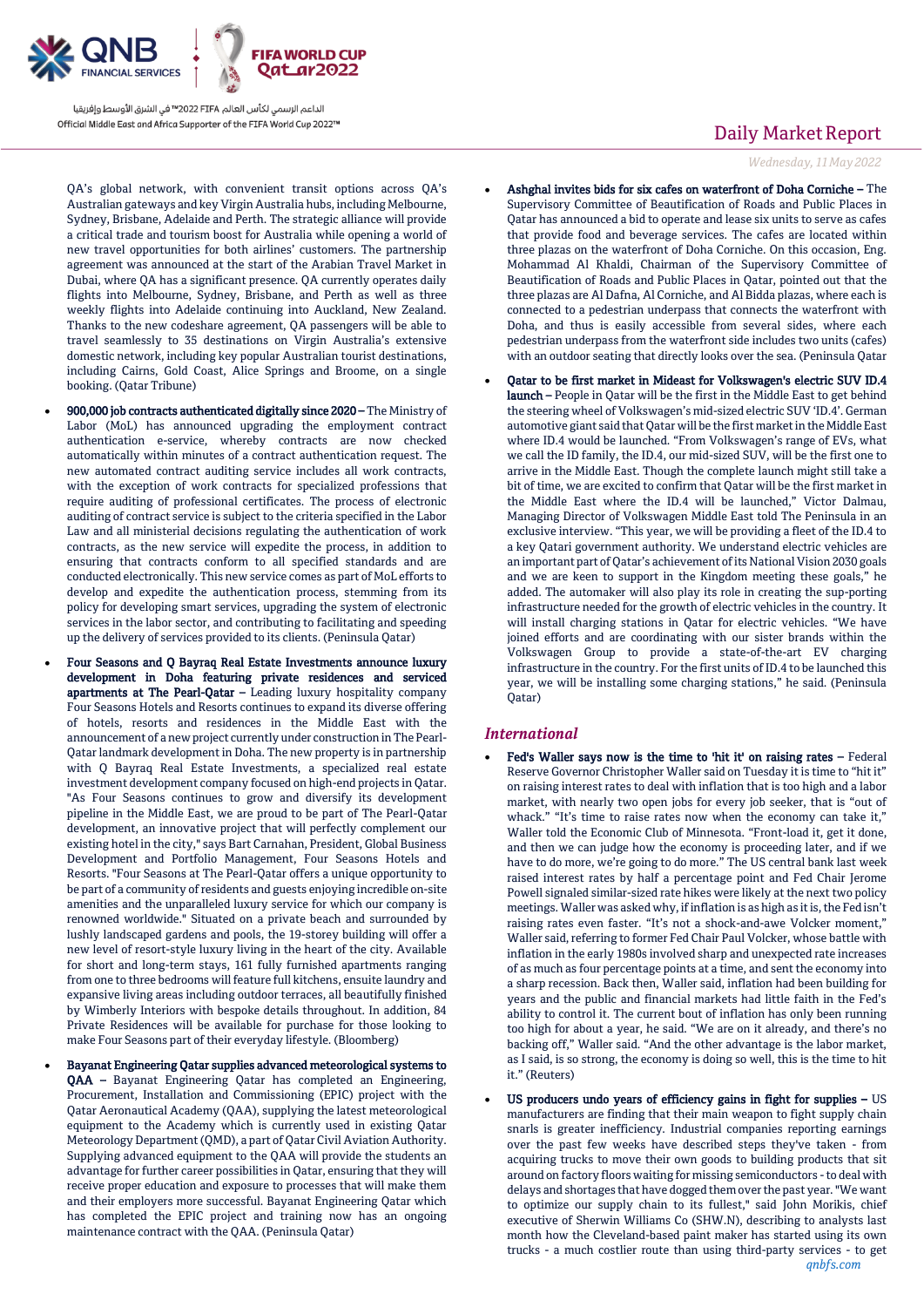QA's global network, with convenient transit options across QA's Australian gateways and key Virgin Australia hubs, including Melbourne, Sydney, Brisbane, Adelaide and Perth. The strategic alliance will provide a critical trade and tourism boost for Australia while opening a world of new travel opportunities for both airlines' customers. The partnership agreement was announced at the start of the Arabian Travel Market in Dubai, where QA has a significant presence. QA currently operates daily flights into Melbourne, Sydney, Brisbane, and Perth as well as three weekly flights into Adelaide continuing into Auckland, New Zealand. Thanks to the new codeshare agreement, QA passengers will be able to travel seamlessly to 35 destinations on Virgin Australia's extensive domestic network, including key popular Australian tourist destinations, including Cairns, Gold Coast, Alice Springs and Broome, on a single booking. (Qatar Tribune)

- **900,000 job contracts authenticated digitally since 2020 –** The Ministry of Labor (MoL) has announced upgrading the employment contract authentication e-service, whereby contracts are now checked automatically within minutes of a contract authentication request. The new automated contract auditing service includes all work contracts, with the exception of work contracts for specialized professions that require auditing of professional certificates. The process of electronic auditing of contract service is subject to the criteria specified in the Labor Law and all ministerial decisions regulating the authentication of work contracts, as the new service will expedite the process, in addition to ensuring that contracts conform to all specified standards and are conducted electronically. This new service comes as part of MoL efforts to develop and expedite the authentication process, stemming from its policy for developing smart services, upgrading the system of electronic services in the labor sector, and contributing to facilitating and speeding up the delivery of services provided to its clients. (Peninsula Qatar)
- **Four Seasons and Q Bayraq Real Estate Investments announce luxury development in Doha featuring private residences and serviced apartments at The Pearl-Qatar –** Leading luxury hospitality company Four Seasons Hotels and Resorts continues to expand its diverse offering of hotels, resorts and residences in the Middle East with the announcement of a new project currently under construction in The Pearl-Qatar landmark development in Doha. The new property is in partnership with Q Bayraq Real Estate Investments, a specialized real estate investment development company focused on high-end projects in Qatar. "As Four Seasons continues to grow and diversify its development pipeline in the Middle East, we are proud to be part of The Pearl-Qatar development, an innovative project that will perfectly complement our existing hotel in the city," says Bart Carnahan, President, Global Business Development and Portfolio Management, Four Seasons Hotels and Resorts. "Four Seasons at The Pearl-Qatar offers a unique opportunity to be part of a community of residents and guests enjoying incredible on-site amenities and the unparalleled luxury service for which our company is renowned worldwide." Situated on a private beach and surrounded by lushly landscaped gardens and pools, the 19-storey building will offer a new level of resort-style luxury living in the heart of the city. Available for short and long-term stays, 161 fully furnished apartments ranging from one to three bedrooms will feature full kitchens, ensuite laundry and expansive living areas including outdoor terraces, all beautifully finished by Wimberly Interiors with bespoke details throughout. In addition, 84 Private Residences will be available for purchase for those looking to make Four Seasons part of their everyday lifestyle. (Bloomberg)
- **Bayanat Engineering Qatar supplies advanced meteorological systems to QAA –** Bayanat Engineering Qatar has completed an Engineering, Procurement, Installation and Commissioning (EPIC) project with the Qatar Aeronautical Academy (QAA), supplying the latest meteorological equipment to the Academy which is currently used in existing Qatar Meteorology Department (QMD), a part of Qatar Civil Aviation Authority. Supplying advanced equipment to the QAA will provide the students an advantage for further career possibilities in Qatar, ensuring that they will receive proper education and exposure to processes that will make them and their employers more successful. Bayanat Engineering Qatar which has completed the EPIC project and training now has an ongoing maintenance contract with the QAA. (Peninsula Qatar)
- **Ashghal invites bids for six cafes on waterfront of Doha Corniche –** The Supervisory Committee of Beautification of Roads and Public Places in Qatar has announced a bid to operate and lease six units to serve as cafes that provide food and beverage services. The cafes are located within three plazas on the waterfront of Doha Corniche. On this occasion, Eng. Mohammad Al Khaldi, Chairman of the Supervisory Committee of Beautification of Roads and Public Places in Qatar, pointed out that the three plazas are Al Dafna, Al Corniche, and Al Bidda plazas, where each is connected to a pedestrian underpass that connects the waterfront with Doha, and thus is easily accessible from several sides, where each pedestrian underpass from the waterfront side includes two units (cafes) with an outdoor seating that directly looks over the sea. (Peninsula Qatar)
- **Qatar to be first market in Mideast for Volkswagen's electric SUV ID.4 launch –** People in Qatar will be the first in the Middle East to get behind the steering wheel of Volkswagen's mid-sized electric SUV 'ID.4'. German automotive giant said that Qatar will be the first market in the Middle East where ID.4 would be launched. "From Volkswagen's range of EVs, what we call the ID family, the ID.4, our mid-sized SUV, will be the first one to arrive in the Middle East. Though the complete launch might still take a bit of time, we are excited to confirm that Qatar will be the first market in the Middle East where the ID.4 will be launched," Victor Dalmau, Managing Director of Volkswagen Middle East told The Peninsula in an exclusive interview. "This year, we will be providing a fleet of the ID.4 to a key Qatari government authority. We understand electric vehicles are an important part of Qatar's achievement of its National Vision 2030 goals and we are keen to support in the Kingdom meeting these goals," he added. The automaker will also play its role in creating the support-ing infrastructure needed for the growth of electric vehicles in the country. It will install charging stations in Qatar for electric vehicles. "We have joined efforts and are coordinating with our sister brands within the Volkswagen Group to provide a state-of-the-art EV charging infrastructure in the country. For the first units of ID.4 to be launched this year, we will be installing some charging stations," he said. (Peninsula Qatar)

## *International*

- **Fed's Waller says now is the time to 'hit it' on raising rates –** Federal Reserve Governor Christopher Waller said on Tuesday it is time to "hit it" on raising interest rates to deal with inflation that is too high and a labor market, with nearly two open jobs for every job seeker, that is "out of whack." "It's time to raise rates now when the economy can take it," Waller told the Economic Club of Minnesota. "Front-load it, get it done, and then we can judge how the economy is proceeding later, and if we have to do more, we're going to do more." The US central bank last week raised interest rates by half a percentage point and Fed Chair Jerome Powell signaled similar-sized rate hikes were likely at the next two policy meetings. Waller was asked why, if inflation is as high as it is, the Fed isn't raising rates even faster. "It's not a shock-and-awe Volcker moment," Waller said, referring to former Fed Chair Paul Volcker, whose battle with inflation in the early 1980s involved sharp and unexpected rate increases of as much as four percentage points at a time, and sent the economy into a sharp recession. Back then, Waller said, inflation had been building for years and the public and financial markets had little faith in the Fed's ability to control it. The current bout of inflation has only been running too high for about a year, he said. "We are on it already, and there's no backing off," Waller said. "And the other advantage is the labor market, as I said, is so strong, the economy is doing so well, this is the time to hit it." (Reuters)
- **US producers undo years of efficiency gains in fight for supplies –** US manufacturers are finding that their main weapon to fight supply chain snarls is greater inefficiency. Industrial companies reporting earnings over the past few weeks have described steps they've taken - from acquiring trucks to move their own goods to building products that sit around on factory floors waiting for missing semiconductors - to deal with delays and shortages that have dogged them over the past year. "We want to optimize our supply chain to its fullest," said John Morikis, chief executive of Sherwin Williams Co (SHW.N), describing to analysts last month how the Cleveland-based paint maker has started using its own trucks - a much costlier route than using third-party services - to get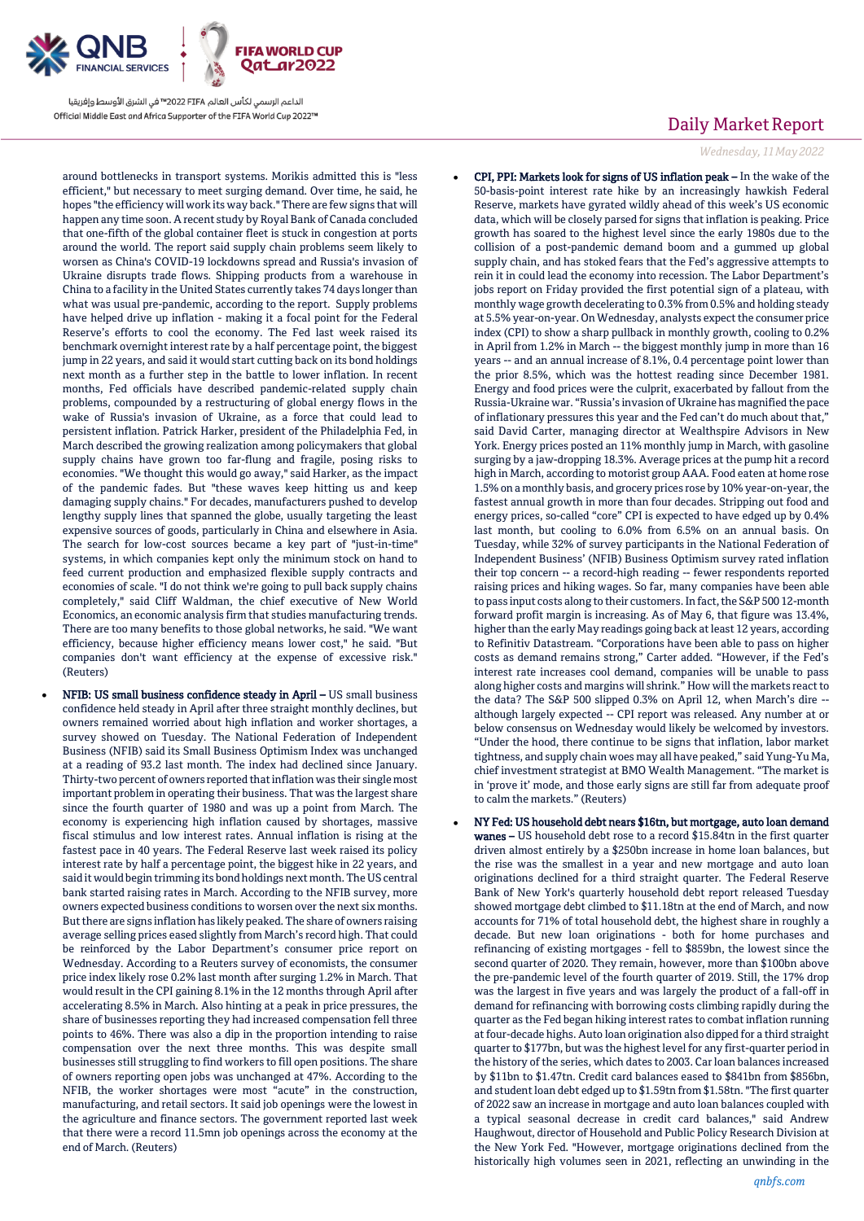around bottlenecks in transport systems. Morikis admitted this is "less efficient," but necessary to meet surging demand. Over time, he said, he hopes "the efficiency will work its way back." There are few signs that will happen any time soon. A recent study by Royal Bank of Canada concluded that one-fifth of the global container fleet is stuck in congestion at ports around the world. The report said supply chain problems seem likely to worsen as China's COVID-19 lockdowns spread and Russia's invasion of Ukraine disrupts trade flows. Shipping products from a warehouse in China to a facility in the United States currently takes 74 days longer than what was usual pre-pandemic, according to the report. Supply problems have helped drive up inflation - making it a focal point for the Federal Reserve's efforts to cool the economy. The Fed last week raised its benchmark overnight interest rate by a half percentage point, the biggest jump in 22 years, and said it would start cutting back on its bond holdings next month as a further step in the battle to lower inflation. In recent months, Fed officials have described pandemic-related supply chain problems, compounded by a restructuring of global energy flows in the wake of Russia's invasion of Ukraine, as a force that could lead to persistent inflation. Patrick Harker, president of the Philadelphia Fed, in March described the growing realization among policymakers that global supply chains have grown too far-flung and fragile, posing risks to economies. "We thought this would go away," said Harker, as the impact of the pandemic fades. But "these waves keep hitting us and keep damaging supply chains." For decades, manufacturers pushed to develop lengthy supply lines that spanned the globe, usually targeting the least expensive sources of goods, particularly in China and elsewhere in Asia. The search for low-cost sources became a key part of "just-in-time" systems, in which companies kept only the minimum stock on hand to feed current production and emphasized flexible supply contracts and economies of scale. "I do not think we're going to pull back supply chains completely," said Cliff Waldman, the chief executive of New World Economics, an economic analysis firm that studies manufacturing trends. There are too many benefits to those global networks, he said. "We want efficiency, because higher efficiency means lower cost," he said. "But companies don't want efficiency at the expense of excessive risk." (Reuters)

- **NFIB: US small business confidence steady in April –** US small business confidence held steady in April after three straight monthly declines, but owners remained worried about high inflation and worker shortages, a survey showed on Tuesday. The National Federation of Independent Business (NFIB) said its Small Business Optimism Index was unchanged at a reading of 93.2 last month. The index had declined since January. Thirty-two percent of owners reported that inflation was their single most important problem in operating their business. That was the largest share since the fourth quarter of 1980 and was up a point from March. The economy is experiencing high inflation caused by shortages, massive fiscal stimulus and low interest rates. Annual inflation is rising at the fastest pace in 40 years. The Federal Reserve last week raised its policy interest rate by half a percentage point, the biggest hike in 22 years, and said it would begin trimming its bond holdings next month. The US central bank started raising rates in March. According to the NFIB survey, more owners expected business conditions to worsen over the next six months. But there are signs inflation has likely peaked. The share of owners raising average selling prices eased slightly from March's record high. That could be reinforced by the Labor Department's consumer price report on Wednesday. According to a Reuters survey of economists, the consumer price index likely rose 0.2% last month after surging 1.2% in March. That would result in the CPI gaining 8.1% in the 12 months through April after accelerating 8.5% in March. Also hinting at a peak in price pressures, the share of businesses reporting they had increased compensation fell three points to 46%. There was also a dip in the proportion intending to raise compensation over the next three months. This was despite small businesses still struggling to find workers to fill open positions. The share of owners reporting open jobs was unchanged at 47%. According to the NFIB, the worker shortages were most "acute" in the construction, manufacturing, and retail sectors. It said job openings were the lowest in the agriculture and finance sectors. The government reported last week that there were a record 11.5mn job openings across the economy at the end of March. (Reuters)

- **CPI, PPI: Markets look for signs of US inflation peak –** In the wake of the 50-basis-point interest rate hike by an increasingly hawkish Federal Reserve, markets have gyrated wildly ahead of this week's US economic data, which will be closely parsed for signs that inflation is peaking. Price growth has soared to the highest level since the early 1980s due to the collision of a post-pandemic demand boom and a gummed up global supply chain, and has stoked fears that the Fed's aggressive attempts to rein it in could lead the economy into recession. The Labor Department's jobs report on Friday provided the first potential sign of a plateau, with monthly wage growth decelerating to 0.3% from 0.5% and holding steady at 5.5% year-on-year. On Wednesday, analysts expect the consumer price index (CPI) to show a sharp pullback in monthly growth, cooling to 0.2% in April from 1.2% in March -- the biggest monthly jump in more than 16 years -- and an annual increase of 8.1%, 0.4 percentage point lower than the prior 8.5%, which was the hottest reading since December 1981. Energy and food prices were the culprit, exacerbated by fallout from the Russia-Ukraine war. "Russia's invasion of Ukraine has magnified the pace of inflationary pressures this year and the Fed can't do much about that," said David Carter, managing director at Wealthspire Advisors in New York. Energy prices posted an 11% monthly jump in March, with gasoline surging by a jaw-dropping 18.3%. Average prices at the pump hit a record high in March, according to motorist group AAA. Food eaten at home rose 1.5% on a monthly basis, and grocery prices rose by 10% year-on-year, the fastest annual growth in more than four decades. Stripping out food and energy prices, so-called "core" CPI is expected to have edged up by 0.4% last month, but cooling to 6.0% from 6.5% on an annual basis. On Tuesday, while 32% of survey participants in the National Federation of Independent Business' (NFIB) Business Optimism survey rated inflation their top concern -- a record-high reading -- fewer respondents reported raising prices and hiking wages. So far, many companies have been able to pass input costs along to their customers. In fact, the S&P 500 12-month forward profit margin is increasing. As of May 6, that figure was 13.4%, higher than the early May readings going back at least 12 years, according to Refinitiv Datastream. "Corporations have been able to pass on higher costs as demand remains strong," Carter added. "However, if the Fed's interest rate increases cool demand, companies will be unable to pass along higher costs and margins will shrink." How will the markets react to the data? The S&P 500 slipped 0.3% on April 12, when March's dire -- although largely expected -- CPI report was released. Any number at or below consensus on Wednesday would likely be welcomed by investors. "Under the hood, there continue to be signs that inflation, labor market tightness, and supply chain woes may all have peaked," said Yung-Yu Ma, chief investment strategist at BMO Wealth Management. "The market is in 'prove it' mode, and those early signs are still far from adequate proof to calm the markets." (Reuters)

- **NY Fed: US household debt nears $16tn, but mortgage, auto loan demand wanes –** US household debt rose to a record $15.84tn in the first quarter driven almost entirely by a $250bn increase in home loan balances, but the rise was the smallest in a year and new mortgage and auto loan originations declined for a third straight quarter. The Federal Reserve Bank of New York's quarterly household debt report released Tuesday showed mortgage debt climbed to $11.18tn at the end of March, and now accounts for 71% of total household debt, the highest share in roughly a decade. But new loan originations - both for home purchases and refinancing of existing mortgages - fell to $859bn, the lowest since the second quarter of 2020. They remain, however, more than $100bn above the pre-pandemic level of the fourth quarter of 2019. Still, the 17% drop was the largest in five years and was largely the product of a fall-off in demand for refinancing with borrowing costs climbing rapidly during the quarter as the Fed began hiking interest rates to combat inflation running at four-decade highs. Auto loan origination also dipped for a third straight quarter to $177bn, but was the highest level for any first-quarter period in the history of the series, which dates to 2003. Car loan balances increased by $11bn to $1.47tn. Credit card balances eased to $841bn from $856bn, and student loan debt edged up to $1.59tn from $1.58tn. "The first quarter of 2022 saw an increase in mortgage and auto loan balances coupled with a typical seasonal decrease in credit card balances," said Andrew Haughwout, director of Household and Public Policy Research Division at the New York Fed. "However, mortgage originations declined from the historically high volumes seen in 2021, reflecting an unwinding in the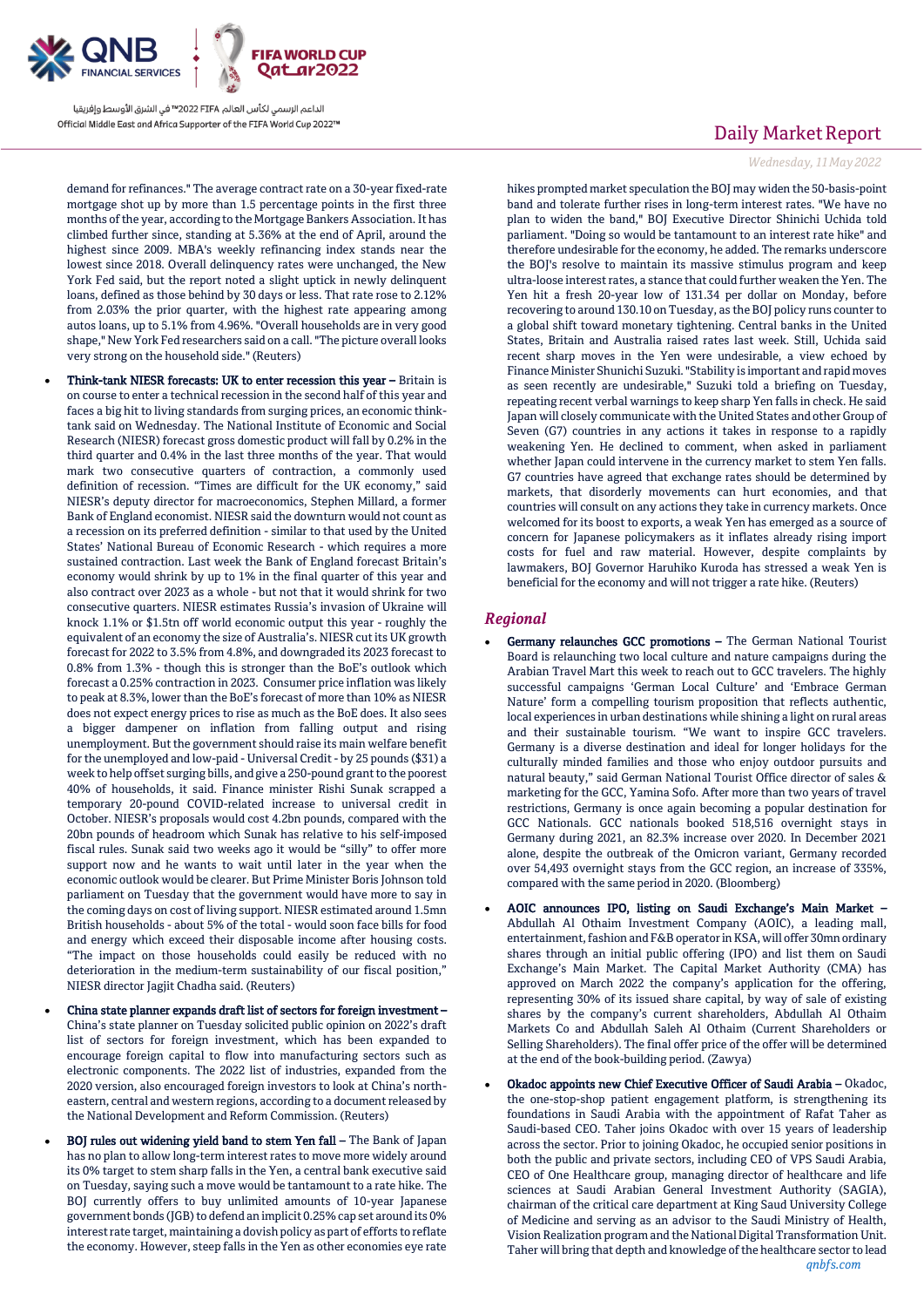demand for refinances." The average contract rate on a 30-year fixed-rate mortgage shot up by more than 1.5 percentage points in the first three months of the year, according to the Mortgage Bankers Association. It has climbed further since, standing at 5.36% at the end of April, around the highest since 2009. MBA's weekly refinancing index stands near the lowest since 2018. Overall delinquency rates were unchanged, the New York Fed said, but the report noted a slight uptick in newly delinquent loans, defined as those behind by 30 days or less. That rate rose to 2.12% from 2.03% the prior quarter, with the highest rate appearing among autos loans, up to 5.1% from 4.96%. "Overall households are in very good shape," New York Fed researchers said on a call. "The picture overall looks very strong on the household side." (Reuters)

- **Think-tank NIESR forecasts: UK to enter recession this year –** Britain is on course to enter a technical recession in the second half of this year and faces a big hit to living standards from surging prices, an economic think-tank said on Wednesday. The National Institute of Economic and Social Research (NIESR) forecast gross domestic product will fall by 0.2% in the third quarter and 0.4% in the last three months of the year. That would mark two consecutive quarters of contraction, a commonly used definition of recession. "Times are difficult for the UK economy," said NIESR's deputy director for macroeconomics, Stephen Millard, a former Bank of England economist. NIESR said the downturn would not count as a recession on its preferred definition - similar to that used by the United States' National Bureau of Economic Research - which requires a more sustained contraction. Last week the Bank of England forecast Britain's economy would shrink by up to 1% in the final quarter of this year and also contract over 2023 as a whole - but not that it would shrink for two consecutive quarters. NIESR estimates Russia's invasion of Ukraine will knock 1.1% or $1.5tn off world economic output this year - roughly the equivalent of an economy the size of Australia's. NIESR cut its UK growth forecast for 2022 to 3.5% from 4.8%, and downgraded its 2023 forecast to 0.8% from 1.3% - though this is stronger than the BoE's outlook which forecast a 0.25% contraction in 2023. Consumer price inflation was likely to peak at 8.3%, lower than the BoE's forecast of more than 10% as NIESR does not expect energy prices to rise as much as the BoE does. It also sees a bigger dampener on inflation from falling output and rising unemployment. But the government should raise its main welfare benefit for the unemployed and low-paid - Universal Credit - by 25 pounds ($31) a week to help offset surging bills, and give a 250-pound grant to the poorest 40% of households, it said. Finance minister Rishi Sunak scrapped a temporary 20-pound COVID-related increase to universal credit in October. NIESR's proposals would cost 4.2bn pounds, compared with the 20bn pounds of headroom which Sunak has relative to his self-imposed fiscal rules. Sunak said two weeks ago it would be "silly" to offer more support now and he wants to wait until later in the year when the economic outlook would be clearer. But Prime Minister Boris Johnson told parliament on Tuesday that the government would have more to say in the coming days on cost of living support. NIESR estimated around 1.5mn British households - about 5% of the total - would soon face bills for food and energy which exceed their disposable income after housing costs. "The impact on those households could easily be dealt with no deterioration in the medium-term sustainability of our fiscal position," NIESR director Jagjit Chadha said. (Reuters)

- **China state planner expands draft list of sectors for foreign investment –** China's state planner on Tuesday solicited public opinion on 2022's draft list of sectors for foreign investment, which has been expanded to encourage foreign capital to flow into manufacturing sectors such as electronic components. The 2022 list of industries, expanded from the 2020 version, also encouraged foreign investors to look at China's north-eastern, central and western regions, according to a document released by the National Development and Reform Commission. (Reuters)

- **BOJ rules out widening yield band to stem Yen fall –** The Bank of Japan has no plan to allow long-term interest rates to move more widely around its 0% target to stem sharp falls in the Yen, a central bank executive said on Tuesday, saying such a move would be tantamount to a rate hike. The BOJ currently offers to buy unlimited amounts of 10-year Japanese government bonds (JGB) to defend an implicit 0.25% cap set around its 0% interest rate target, maintaining a dovish policy as part of efforts to reflate the economy. However, steep falls in the Yen as other economies eye rate hikes prompted market speculation the BOJ may widen the 50-basis-point band and tolerate further rises in long-term interest rates. "We have no plan to widen the band," BOJ Executive Director Shinichi Uchida told parliament. "Doing so would be tantamount to an interest rate hike" and therefore undesirable for the economy, he added. The remarks underscore the BOJ's resolve to maintain its massive stimulus program and keep ultra-loose interest rates, a stance that could further weaken the Yen. The Yen hit a fresh 20-year low of 131.34 per dollar on Monday, before recovering to around 130.10 on Tuesday, as the BOJ policy runs counter to a global shift toward monetary tightening. Central banks in the United States, Britain and Australia raised rates last week. Still, Uchida said recent sharp moves in the Yen were undesirable, a view echoed by Finance Minister Shunichi Suzuki. "Stability is important and rapid moves as seen recently are undesirable," Suzuki told a briefing on Tuesday, repeating recent verbal warnings to keep sharp Yen falls in check. He said Japan will closely communicate with the United States and other Group of Seven (G7) countries in any actions it takes in response to a rapidly weakening Yen. He declined to comment, when asked in parliament whether Japan could intervene in the currency market to stem Yen falls. G7 countries have agreed that exchange rates should be determined by markets, that disorderly movements can hurt economies, and that countries will consult on any actions they take in currency markets. Once welcomed for its boost to exports, a weak Yen has emerged as a source of concern for Japanese policymakers as it inflates already rising import costs for fuel and raw material. However, despite complaints by lawmakers, BOJ Governor Haruhiko Kuroda has stressed a weak Yen is beneficial for the economy and will not trigger a rate hike. (Reuters)

## *Regional*

- **Germany relaunches GCC promotions –** The German National Tourist Board is relaunching two local culture and nature campaigns during the Arabian Travel Mart this week to reach out to GCC travelers. The highly successful campaigns 'German Local Culture' and 'Embrace German Nature' form a compelling tourism proposition that reflects authentic, local experiences in urban destinations while shining a light on rural areas and their sustainable tourism. "We want to inspire GCC travelers. Germany is a diverse destination and ideal for longer holidays for the culturally minded families and those who enjoy outdoor pursuits and natural beauty," said German National Tourist Office director of sales & marketing for the GCC, Yamina Sofo. After more than two years of travel restrictions, Germany is once again becoming a popular destination for GCC Nationals. GCC nationals booked 518,516 overnight stays in Germany during 2021, an 82.3% increase over 2020. In December 2021 alone, despite the outbreak of the Omicron variant, Germany recorded over 54,493 overnight stays from the GCC region, an increase of 335%, compared with the same period in 2020. (Bloomberg)

- **AOIC announces IPO, listing on Saudi Exchange's Main Market –** Abdullah Al Othaim Investment Company (AOIC), a leading mall, entertainment, fashion and F&B operator in KSA, will offer 30mn ordinary shares through an initial public offering (IPO) and list them on Saudi Exchange's Main Market. The Capital Market Authority (CMA) has approved on March 2022 the company's application for the offering, representing 30% of its issued share capital, by way of sale of existing shares by the company's current shareholders, Abdullah Al Othaim Markets Co and Abdullah Saleh Al Othaim (Current Shareholders or Selling Shareholders). The final offer price of the offer will be determined at the end of the book-building period. (Zawya)

- **Okadoc appoints new Chief Executive Officer of Saudi Arabia –** Okadoc, the one-stop-shop patient engagement platform, is strengthening its foundations in Saudi Arabia with the appointment of Rafat Taher as Saudi-based CEO. Taher joins Okadoc with over 15 years of leadership across the sector. Prior to joining Okadoc, he occupied senior positions in both the public and private sectors, including CEO of VPS Saudi Arabia, CEO of One Healthcare group, managing director of healthcare and life sciences at Saudi Arabian General Investment Authority (SAGIA), chairman of the critical care department at King Saud University College of Medicine and serving as an advisor to the Saudi Ministry of Health, Vision Realization program and the National Digital Transformation Unit. Taher will bring that depth and knowledge of the healthcare sector to lead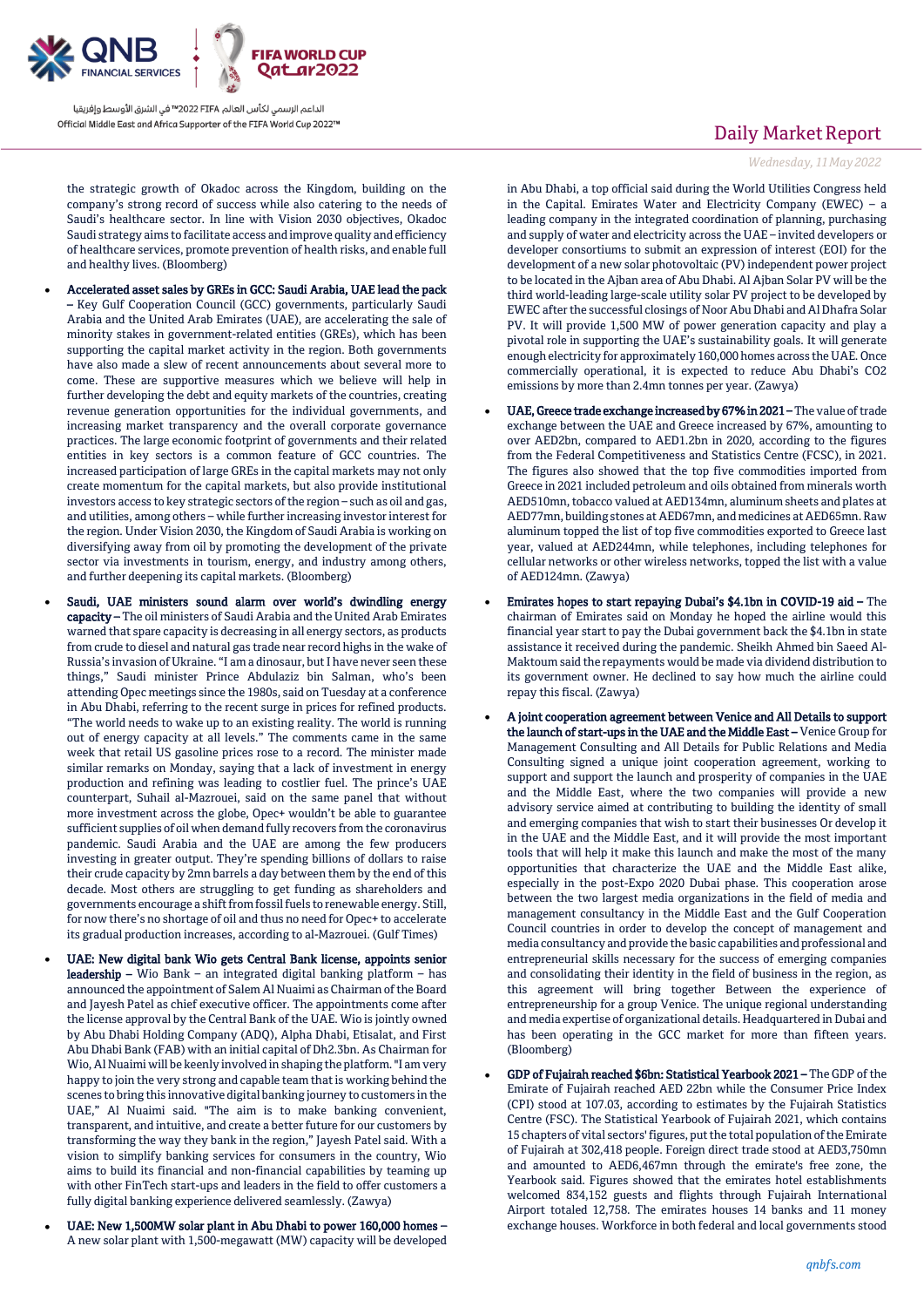the strategic growth of Okadoc across the Kingdom, building on the company's strong record of success while also catering to the needs of Saudi's healthcare sector. In line with Vision 2030 objectives, Okadoc Saudi strategy aims to facilitate access and improve quality and efficiency of healthcare services, promote prevention of health risks, and enable full and healthy lives. (Bloomberg)

- **Accelerated asset sales by GREs in GCC: Saudi Arabia, UAE lead the pack** – Key Gulf Cooperation Council (GCC) governments, particularly Saudi Arabia and the United Arab Emirates (UAE), are accelerating the sale of minority stakes in government-related entities (GREs), which has been supporting the capital market activity in the region. Both governments have also made a slew of recent announcements about several more to come. These are supportive measures which we believe will help in further developing the debt and equity markets of the countries, creating revenue generation opportunities for the individual governments, and increasing market transparency and the overall corporate governance practices. The large economic footprint of governments and their related entities in key sectors is a common feature of GCC countries. The increased participation of large GREs in the capital markets may not only create momentum for the capital markets, but also provide institutional investors access to key strategic sectors of the region – such as oil and gas, and utilities, among others – while further increasing investor interest for the region. Under Vision 2030, the Kingdom of Saudi Arabia is working on diversifying away from oil by promoting the development of the private sector via investments in tourism, energy, and industry among others, and further deepening its capital markets. (Bloomberg)
- **Saudi, UAE ministers sound alarm over world's dwindling energy capacity** – The oil ministers of Saudi Arabia and the United Arab Emirates warned that spare capacity is decreasing in all energy sectors, as products from crude to diesel and natural gas trade near record highs in the wake of Russia's invasion of Ukraine. "I am a dinosaur, but I have never seen these things," Saudi minister Prince Abdulaziz bin Salman, who's been attending Opec meetings since the 1980s, said on Tuesday at a conference in Abu Dhabi, referring to the recent surge in prices for refined products. "The world needs to wake up to an existing reality. The world is running out of energy capacity at all levels." The comments came in the same week that retail US gasoline prices rose to a record. The minister made similar remarks on Monday, saying that a lack of investment in energy production and refining was leading to costlier fuel. The prince's UAE counterpart, Suhail al-Mazrouei, said on the same panel that without more investment across the globe, Opec+ wouldn't be able to guarantee sufficient supplies of oil when demand fully recovers from the coronavirus pandemic. Saudi Arabia and the UAE are among the few producers investing in greater output. They're spending billions of dollars to raise their crude capacity by 2mn barrels a day between them by the end of this decade. Most others are struggling to get funding as shareholders and governments encourage a shift from fossil fuels to renewable energy. Still, for now there's no shortage of oil and thus no need for Opec+ to accelerate its gradual production increases, according to al-Mazrouei. (Gulf Times)
- **UAE: New digital bank Wio gets Central Bank license, appoints senior leadership** – Wio Bank – an integrated digital banking platform – has announced the appointment of Salem Al Nuaimi as Chairman of the Board and Jayesh Patel as chief executive officer. The appointments come after the license approval by the Central Bank of the UAE. Wio is jointly owned by Abu Dhabi Holding Company (ADQ), Alpha Dhabi, Etisalat, and First Abu Dhabi Bank (FAB) with an initial capital of Dh2.3bn. As Chairman for Wio, Al Nuaimi will be keenly involved in shaping the platform. "I am very happy to join the very strong and capable team that is working behind the scenes to bring this innovative digital banking journey to customers in the UAE," Al Nuaimi said. "The aim is to make banking convenient, transparent, and intuitive, and create a better future for our customers by transforming the way they bank in the region," Jayesh Patel said. With a vision to simplify banking services for consumers in the country, Wio aims to build its financial and non-financial capabilities by teaming up with other FinTech start-ups and leaders in the field to offer customers a fully digital banking experience delivered seamlessly. (Zawya)
- **UAE: New 1,500MW solar plant in Abu Dhabi to power 160,000 homes** – A new solar plant with 1,500-megawatt (MW) capacity will be developed in Abu Dhabi, a top official said during the World Utilities Congress held in the Capital. Emirates Water and Electricity Company (EWEC) – a leading company in the integrated coordination of planning, purchasing and supply of water and electricity across the UAE – invited developers or developer consortiums to submit an expression of interest (EOI) for the development of a new solar photovoltaic (PV) independent power project to be located in the Ajban area of Abu Dhabi. Al Ajban Solar PV will be the third world-leading large-scale utility solar PV project to be developed by EWEC after the successful closings of Noor Abu Dhabi and Al Dhafra Solar PV. It will provide 1,500 MW of power generation capacity and play a pivotal role in supporting the UAE's sustainability goals. It will generate enough electricity for approximately 160,000 homes across the UAE. Once commercially operational, it is expected to reduce Abu Dhabi's $CO_2$ emissions by more than 2.4mn tonnes per year. (Zawya)
- **UAE, Greece trade exchange increased by 67% in 2021** – The value of trade exchange between the UAE and Greece increased by 67%, amounting to over AED2bn, compared to AED1.2bn in 2020, according to the figures from the Federal Competitiveness and Statistics Centre (FCSC), in 2021. The figures also showed that the top five commodities imported from Greece in 2021 included petroleum and oils obtained from minerals worth AED510mn, tobacco valued at AED134mn, aluminum sheets and plates at AED77mn, building stones at AED76mn, and medicines at AED65mn. Raw aluminum topped the list of top five commodities exported to Greece last year, valued at AED244mn, while telephones, including telephones for cellular networks or other wireless networks, topped the list with a value of AED124mn. (Zawya)
- **Emirates hopes to start repaying Dubai's \$4.1bn in COVID-19 aid** – The chairman of Emirates said on Monday he hoped the airline would this financial year start to pay the Dubai government back the \$4.1bn in state assistance it received during the pandemic. Sheikh Ahmed bin Saeed Al-Maktoum said the repayments would be made via dividend distribution to its government owner. He declined to say how much the airline could repay this fiscal. (Zawya)
- **A joint cooperation agreement between Venice and All Details to support the launch of start-ups in the UAE and the Middle East** – Venice Group for Management Consulting and All Details for Public Relations and Media Consulting signed a unique joint cooperation agreement, working to support and support the launch and prosperity of companies in the UAE and the Middle East, where the two companies will provide a new advisory service aimed at contributing to building the identity of small and emerging companies that wish to start their businesses Or develop it in the UAE and the Middle East, and it will provide the most important tools that will help it make this launch and make the most of the many opportunities that characterize the UAE and the Middle East alike, especially in the post-Expo 2020 Dubai phase. This cooperation arose between the two largest media organizations in the field of media and management consultancy in the Middle East and the Gulf Cooperation Council in order to develop the concept of management and media consultancy and provide the basic capabilities and professional and entrepreneurial skills necessary for the success of emerging companies and consolidating their identity in the field of business in the region, as this agreement will bring together Between the experience of entrepreneurship for a group Venice. The unique regional understanding and media expertise of organizational details. Headquartered in Dubai and has been operating in the GCC market for more than fifteen years. (Bloomberg)
- **GDP of Fujairah reached \$6bn: Statistical Yearbook 2021** – The GDP of the Emirate of Fujairah reached AED 22bn while the Consumer Price Index (CPI) stood at 107.03, according to estimates by the Fujairah Statistics Centre (FSC). The Statistical Yearbook of Fujairah 2021, which contains 15 chapters of vital sectors' figures, put the total population of the Emirate of Fujairah at 302,418 people. Foreign direct trade stood at AED3,750mn and amounted to AED6,467mn through the emirate's free zone, the Yearbook said. Figures showed that the emirates hotel establishments welcomed 834,152 guests and flights through Fujairah International Airport totaled 12,758. The emirates houses 14 banks and 11 money exchange houses. Workforce in both federal and local governments stood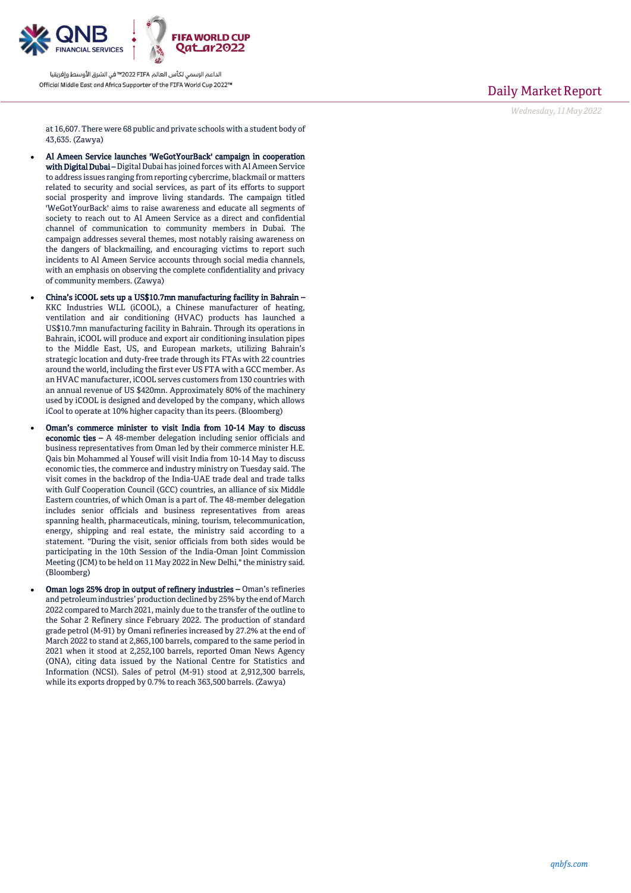at 16,607. There were 68 public and private schools with a student body of 43,635. (Zawya)

- **Al Ameen Service launches 'WeGotYourBack' campaign in cooperation with Digital Dubai –** Digital Dubai has joined forces with Al Ameen Service to address issues ranging from reporting cybercrime, blackmail or matters related to security and social services, as part of its efforts to support social prosperity and improve living standards. The campaign titled 'WeGotYourBack' aims to raise awareness and educate all segments of society to reach out to Al Ameen Service as a direct and confidential channel of communication to community members in Dubai. The campaign addresses several themes, most notably raising awareness on the dangers of blackmailing, and encouraging victims to report such incidents to Al Ameen Service accounts through social media channels, with an emphasis on observing the complete confidentiality and privacy of community members. (Zawya)
- **China's iCOOL sets up a US$10.7mn manufacturing facility in Bahrain –** KKC Industries WLL (iCOOL), a Chinese manufacturer of heating, ventilation and air conditioning (HVAC) products has launched a US$10.7mn manufacturing facility in Bahrain. Through its operations in Bahrain, iCOOL will produce and export air conditioning insulation pipes to the Middle East, US, and European markets, utilizing Bahrain's strategic location and duty-free trade through its FTAs with 22 countries around the world, including the first ever US FTA with a GCC member. As an HVAC manufacturer, iCOOL serves customers from 130 countries with an annual revenue of US $420mn. Approximately 80% of the machinery used by iCOOL is designed and developed by the company, which allows iCool to operate at 10% higher capacity than its peers. (Bloomberg)
- **Oman's commerce minister to visit India from 10-14 May to discuss economic ties –** A 48-member delegation including senior officials and business representatives from Oman led by their commerce minister H.E. Qais bin Mohammed al Yousef will visit India from 10-14 May to discuss economic ties, the commerce and industry ministry on Tuesday said. The visit comes in the backdrop of the India-UAE trade deal and trade talks with Gulf Cooperation Council (GCC) countries, an alliance of six Middle Eastern countries, of which Oman is a part of. The 48-member delegation includes senior officials and business representatives from areas spanning health, pharmaceuticals, mining, tourism, telecommunication, energy, shipping and real estate, the ministry said according to a statement. "During the visit, senior officials from both sides would be participating in the 10th Session of the India-Oman Joint Commission Meeting (JCM) to be held on 11 May 2022 in New Delhi," the ministry said. (Bloomberg)
- **Oman logs 25% drop in output of refinery industries –** Oman's refineries and petroleum industries' production declined by 25% by the end of March 2022 compared to March 2021, mainly due to the transfer of the outline to the Sohar 2 Refinery since February 2022. The production of standard grade petrol (M-91) by Omani refineries increased by 27.2% at the end of March 2022 to stand at 2,865,100 barrels, compared to the same period in 2021 when it stood at 2,252,100 barrels, reported Oman News Agency (ONA), citing data issued by the National Centre for Statistics and Information (NCSI). Sales of petrol (M-91) stood at 2,912,300 barrels, while its exports dropped by 0.7% to reach 363,500 barrels. (Zawya)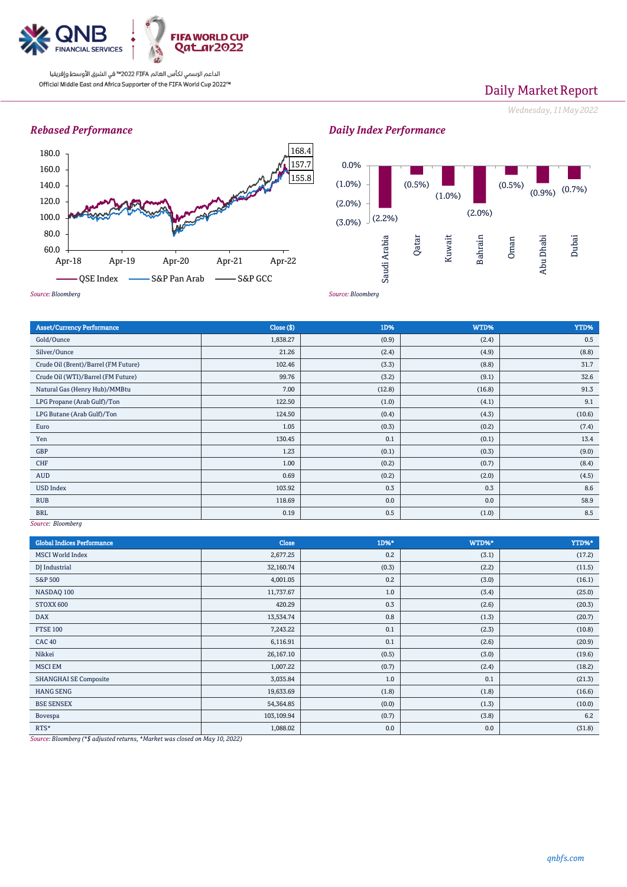Daily Market Report

*Wednesday, 11 May 2022*

## *Rebased Performance*

*Source: Bloomberg*

## *Daily Index Performance*

| | Saudi Arabia | Qatar | Kuwait | Bahrain | Oman | Abu Dhabi | Dubai |
|---|---|---|---|---|---|---|---|
| Performance | (2.2%) | (0.5%) | (1.0%) | (2.0%) | (0.5%) | (0.9%) | (0.7%) |

*Source: Bloomberg*

| Asset/Currency Performance | Close ($) | 1D% | WTD% | YTD% |
|---|---|---|---|---|
| Gold/Ounce | 1,838.27 | (0.9) | (2.4) | 0.5 |
| Silver/Ounce | 21.26 | (2.4) | (4.9) | (8.8) |
| Crude Oil (Brent)/Barrel (FM Future) | 102.46 | (3.3) | (8.8) | 31.7 |
| Crude Oil (WTI)/Barrel (FM Future) | 99.76 | (3.2) | (9.1) | 32.6 |
| Natural Gas (Henry Hub)/MMBtu | 7.00 | (12.8) | (16.8) | 91.3 |
| LPG Propane (Arab Gulf)/Ton | 122.50 | (1.0) | (4.1) | 9.1 |
| LPG Butane (Arab Gulf)/Ton | 124.50 | (0.4) | (4.3) | (10.6) |
| Euro | 1.05 | (0.3) | (0.2) | (7.4) |
| Yen | 130.45 | 0.1 | (0.1) | 13.4 |
| GBP | 1.23 | (0.1) | (0.3) | (9.0) |
| CHF | 1.00 | (0.2) | (0.7) | (8.4) |
| AUD | 0.69 | (0.2) | (2.0) | (4.5) |
| USD Index | 103.92 | 0.3 | 0.3 | 8.6 |
| RUB | 118.69 | 0.0 | 0.0 | 58.9 |
| BRL | 0.19 | 0.5 | (1.0) | 8.5 |

*Source: Bloomberg*

| Global Indices Performance | Close | 1D%* | WTD%* | YTD%* |
|---|---|---|---|---|
| MSCI World Index | 2,677.25 | 0.2 | (3.1) | (17.2) |
| DJ Industrial | 32,160.74 | (0.3) | (2.2) | (11.5) |
| S&P 500 | 4,001.05 | 0.2 | (3.0) | (16.1) |
| NASDAQ 100 | 11,737.67 | 1.0 | (3.4) | (25.0) |
| STOXX 600 | 420.29 | 0.3 | (2.6) | (20.3) |
| DAX | 13,534.74 | 0.8 | (1.3) | (20.7) |
| FTSE 100 | 7,243.22 | 0.1 | (2.3) | (10.8) |
| CAC 40 | 6,116.91 | 0.1 | (2.6) | (20.9) |
| Nikkei | 26,167.10 | (0.5) | (3.0) | (19.6) |
| MSCI EM | 1,007.22 | (0.7) | (2.4) | (18.2) |
| SHANGHAI SE Composite | 3,035.84 | 1.0 | 0.1 | (21.3) |
| HANG SENG | 19,633.69 | (1.8) | (1.8) | (16.6) |
| BSE SENSEX | 54,364.85 | (0.0) | (1.3) | (10.0) |
| Bovespa | 103,109.94 | (0.7) | (3.8) | 6.2 |
| RTS* | 1,088.02 | 0.0 | 0.0 | (31.8) |

*Source: Bloomberg (*$ adjusted returns, *Market was closed on May 10, 2022)*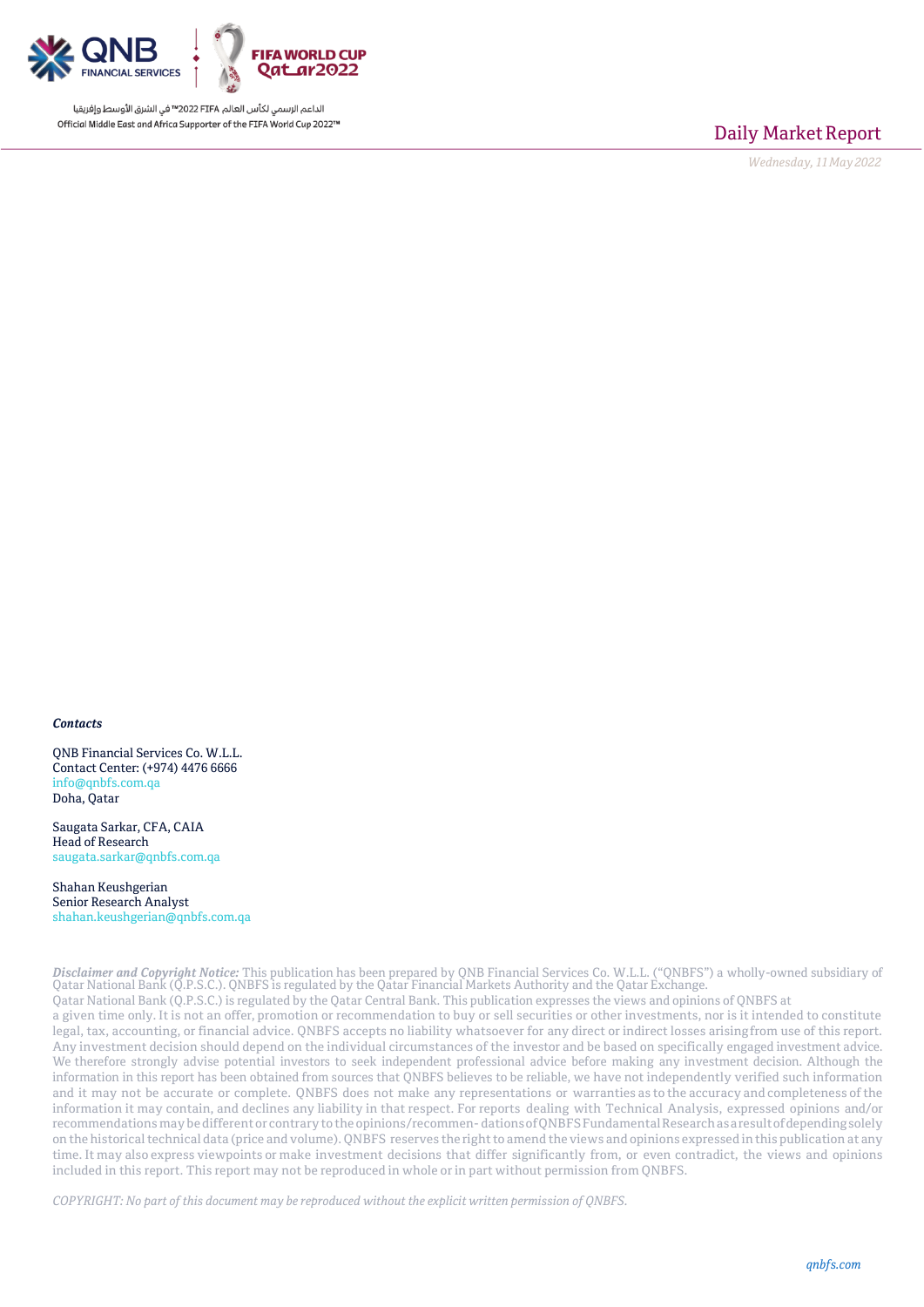الداعم الرسمي لكأس العالم FIFA 2022™ في الشرق الأوسط وإفريقيا
Official Middle East and Africa Supporter of the FIFA World Cup 2022™

# Daily Market Report

*Wednesday, 11 May 2022*

***Contacts***

QNB Financial Services Co. W.L.L.
Contact Center: (+974) 4476 6666
info@qnbfs.com.qa
Doha, Qatar

Saugata Sarkar, CFA, CAIA
Head of Research
saugata.sarkar@qnbfs.com.qa

Shahan Keushgerian
Senior Research Analyst
shahan.keushgerian@qnbfs.com.qa

***Disclaimer and Copyright Notice:*** This publication has been prepared by QNB Financial Services Co. W.L.L. ("QNBFS") a wholly-owned subsidiary of Qatar National Bank (Q.P.S.C.). QNBFS is regulated by the Qatar Financial Markets Authority and the Qatar Exchange. Qatar National Bank (Q.P.S.C.) is regulated by the Qatar Central Bank. This publication expresses the views and opinions of QNBFS at a given time only. It is not an offer, promotion or recommendation to buy or sell securities or other investments, nor is it intended to constitute legal, tax, accounting, or financial advice. QNBFS accepts no liability whatsoever for any direct or indirect losses arising from use of this report. Any investment decision should depend on the individual circumstances of the investor and be based on specifically engaged investment advice. We therefore strongly advise potential investors to seek independent professional advice before making any investment decision. Although the information in this report has been obtained from sources that QNBFS believes to be reliable, we have not independently verified such information and it may not be accurate or complete. QNBFS does not make any representations or warranties as to the accuracy and completeness of the information it may contain, and declines any liability in that respect. For reports dealing with Technical Analysis, expressed opinions and/or recommendations may be different or contrary to the opinions/recommen- dations of QNBFS Fundamental Research as a result of depending solely on the historical technical data (price and volume). QNBFS reserves the right to amend the views and opinions expressed in this publication at any time. It may also express viewpoints or make investment decisions that differ significantly from, or even contradict, the views and opinions included in this report. This report may not be reproduced in whole or in part without permission from QNBFS.

*COPYRIGHT: No part of this document may be reproduced without the explicit written permission of QNBFS.*

*qnbfs.com*